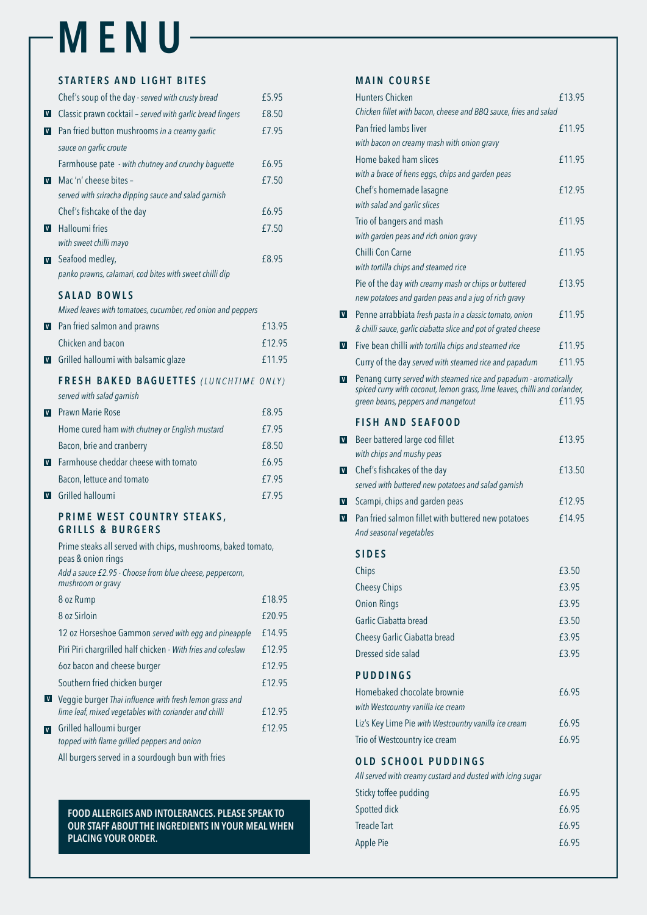# MENU

## STARTERS AND LIGHT BITES

| | Item | Price |
|---|---|---|
| | Chef's soup of the day - *served with crusty bread* | £5.95 |
| V | Classic prawn cocktail – *served with garlic bread fingers* | £8.50 |
| V | Pan fried button mushrooms *in a creamy garlic sauce on garlic croute* | £7.95 |
| | Farmhouse pate - *with chutney and crunchy baguette* | £6.95 |
| V | Mac 'n' cheese bites – *served with sriracha dipping sauce and salad garnish* | £7.50 |
| | Chef's fishcake of the day | £6.95 |
| V | Halloumi fries *with sweet chilli mayo* | £7.50 |
| V | Seafood medley, *panko prawns, calamari, cod bites with sweet chilli dip* | £8.95 |

## SALAD BOWLS

*Mixed leaves with tomatoes, cucumber, red onion and peppers*

| | Item | Price |
|---|---|---|
| V | Pan fried salmon and prawns | £13.95 |
| | Chicken and bacon | £12.95 |
| V | Grilled halloumi with balsamic glaze | £11.95 |

## FRESH BAKED BAGUETTES *(LUNCHTIME ONLY)*

*served with salad garnish*

| | Item | Price |
|---|---|---|
| V | Prawn Marie Rose | £8.95 |
| | Home cured ham *with chutney or English mustard* | £7.95 |
| | Bacon, brie and cranberry | £8.50 |
| V | Farmhouse cheddar cheese with tomato | £6.95 |
| | Bacon, lettuce and tomato | £7.95 |
| V | Grilled halloumi | £7.95 |

## PRIME WEST COUNTRY STEAKS, GRILLS & BURGERS

Prime steaks all served with chips, mushrooms, baked tomato, peas & onion rings

*Add a sauce £2.95 - Choose from blue cheese, peppercorn, mushroom or gravy*

| | Item | Price |
|---|---|---|
| | 8 oz Rump | £18.95 |
| | 8 oz Sirloin | £20.95 |
| | 12 oz Horseshoe Gammon *served with egg and pineapple* | £14.95 |
| | Piri Piri chargrilled half chicken - *With fries and coleslaw* | £12.95 |
| | 6oz bacon and cheese burger | £12.95 |
| | Southern fried chicken burger | £12.95 |
| V | Veggie burger *Thai influence with fresh lemon grass and lime leaf, mixed vegetables with coriander and chilli* | £12.95 |
| V | Grilled halloumi burger *topped with flame grilled peppers and onion* | £12.95 |

All burgers served in a sourdough bun with fries

**FOOD ALLERGIES AND INTOLERANCES. PLEASE SPEAK TO OUR STAFF ABOUT THE INGREDIENTS IN YOUR MEAL WHEN PLACING YOUR ORDER.**

## MAIN COURSE

| | Item | Price |
|---|---|---|
| | Hunters Chicken *Chicken fillet with bacon, cheese and BBQ sauce, fries and salad* | £13.95 |
| | Pan fried lambs liver *with bacon on creamy mash with onion gravy* | £11.95 |
| | Home baked ham slices *with a brace of hens eggs, chips and garden peas* | £11.95 |
| | Chef's homemade lasagne *with salad and garlic slices* | £12.95 |
| | Trio of bangers and mash *with garden peas and rich onion gravy* | £11.95 |
| | Chilli Con Carne *with tortilla chips and steamed rice* | £11.95 |
| | Pie of the day *with creamy mash or chips or buttered new potatoes and garden peas and a jug of rich gravy* | £13.95 |
| V | Penne arrabbiata *fresh pasta in a classic tomato, onion & chilli sauce, garlic ciabatta slice and pot of grated cheese* | £11.95 |
| V | Five bean chilli *with tortilla chips and steamed rice* | £11.95 |
| | Curry of the day *served with steamed rice and papadum* | £11.95 |
| V | Penang curry *served with steamed rice and papadum - aromatically spiced curry with coconut, lemon grass, lime leaves, chilli and coriander, green beans, peppers and mangetout* | £11.95 |

## FISH AND SEAFOOD

| | Item | Price |
|---|---|---|
| V | Beer battered large cod fillet *with chips and mushy peas* | £13.95 |
| V | Chef's fishcakes of the day *served with buttered new potatoes and salad garnish* | £13.50 |
| V | Scampi, chips and garden peas | £12.95 |
| V | Pan fried salmon fillet with buttered new potatoes *And seasonal vegetables* | £14.95 |

## SIDES

| Item | Price |
|---|---|
| Chips | £3.50 |
| Cheesy Chips | £3.95 |
| Onion Rings | £3.95 |
| Garlic Ciabatta bread | £3.50 |
| Cheesy Garlic Ciabatta bread | £3.95 |
| Dressed side salad | £3.95 |

## PUDDINGS

| Item | Price |
|---|---|
| Homebaked chocolate brownie *with Westcountry vanilla ice cream* | £6.95 |
| Liz's Key Lime Pie *with Westcountry vanilla ice cream* | £6.95 |
| Trio of Westcountry ice cream | £6.95 |

## OLD SCHOOL PUDDINGS

*All served with creamy custard and dusted with icing sugar*

| Item | Price |
|---|---|
| Sticky toffee pudding | £6.95 |
| Spotted dick | £6.95 |
| Treacle Tart | £6.95 |
| Apple Pie | £6.95 |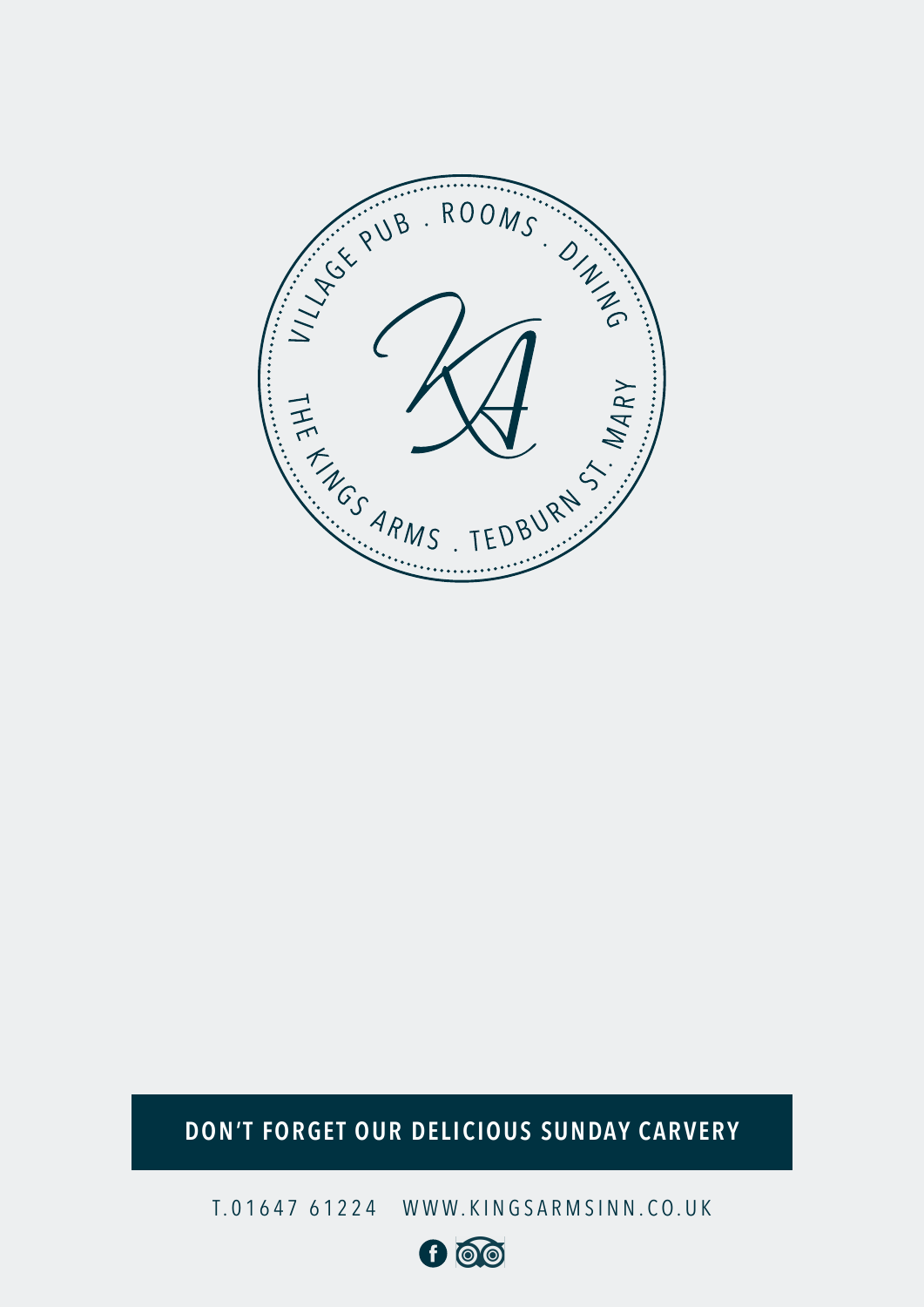VILLAGE PUB . ROOMS . DINING

KA

THE KINGS ARMS . TEDBURN ST. MARY

**DON'T FORGET OUR DELICIOUS SUNDAY CARVERY**

T.01647 61224 WWW.KINGSARMSINN.CO.UK